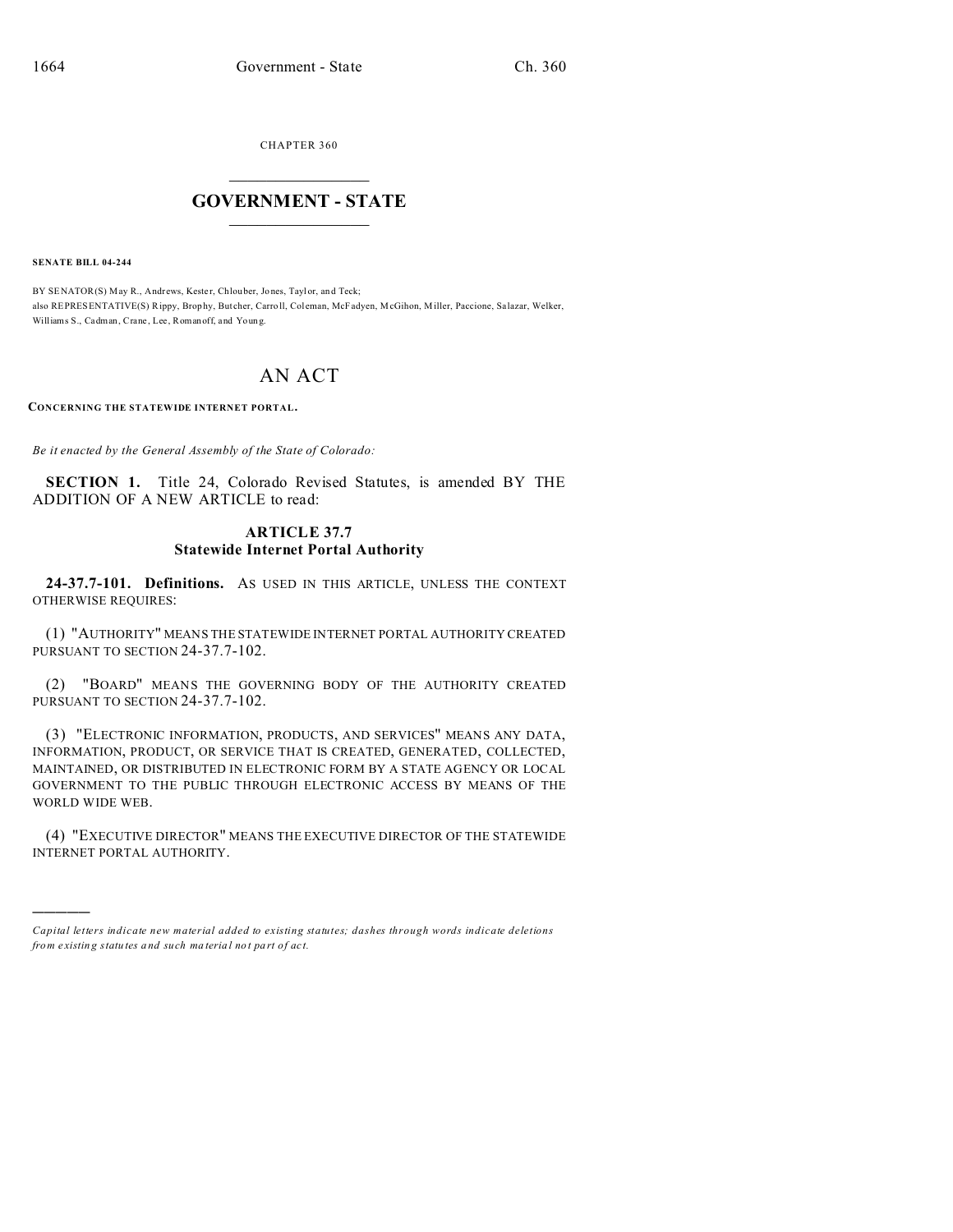CHAPTER 360

# GOVERNMENT - STATE

**SENATE BILL 04-244**

BY SENATOR(S) May R., Andrews, Kester, Chlouber, Jones, Taylor, and Teck;
also REPRESENTATIVE(S) Rippy, Brophy, Butcher, Carroll, Coleman, McFadyen, McGihon, Miller, Paccione, Salazar, Welker, Williams S., Cadman, Crane, Lee, Romanoff, and Young.

# AN ACT

**CONCERNING THE STATEWIDE INTERNET PORTAL.**

*Be it enacted by the General Assembly of the State of Colorado:*

**SECTION 1.** Title 24, Colorado Revised Statutes, is amended BY THE ADDITION OF A NEW ARTICLE to read:

## ARTICLE 37.7
## Statewide Internet Portal Authority

**24-37.7-101. Definitions.** AS USED IN THIS ARTICLE, UNLESS THE CONTEXT OTHERWISE REQUIRES:

(1) "AUTHORITY" MEANS THE STATEWIDE INTERNET PORTAL AUTHORITY CREATED PURSUANT TO SECTION 24-37.7-102.

(2) "BOARD" MEANS THE GOVERNING BODY OF THE AUTHORITY CREATED PURSUANT TO SECTION 24-37.7-102.

(3) "ELECTRONIC INFORMATION, PRODUCTS, AND SERVICES" MEANS ANY DATA, INFORMATION, PRODUCT, OR SERVICE THAT IS CREATED, GENERATED, COLLECTED, MAINTAINED, OR DISTRIBUTED IN ELECTRONIC FORM BY A STATE AGENCY OR LOCAL GOVERNMENT TO THE PUBLIC THROUGH ELECTRONIC ACCESS BY MEANS OF THE WORLD WIDE WEB.

(4) "EXECUTIVE DIRECTOR" MEANS THE EXECUTIVE DIRECTOR OF THE STATEWIDE INTERNET PORTAL AUTHORITY.

---

*Capital letters indicate new material added to existing statutes; dashes through words indicate deletions from existing statutes and such material not part of act.*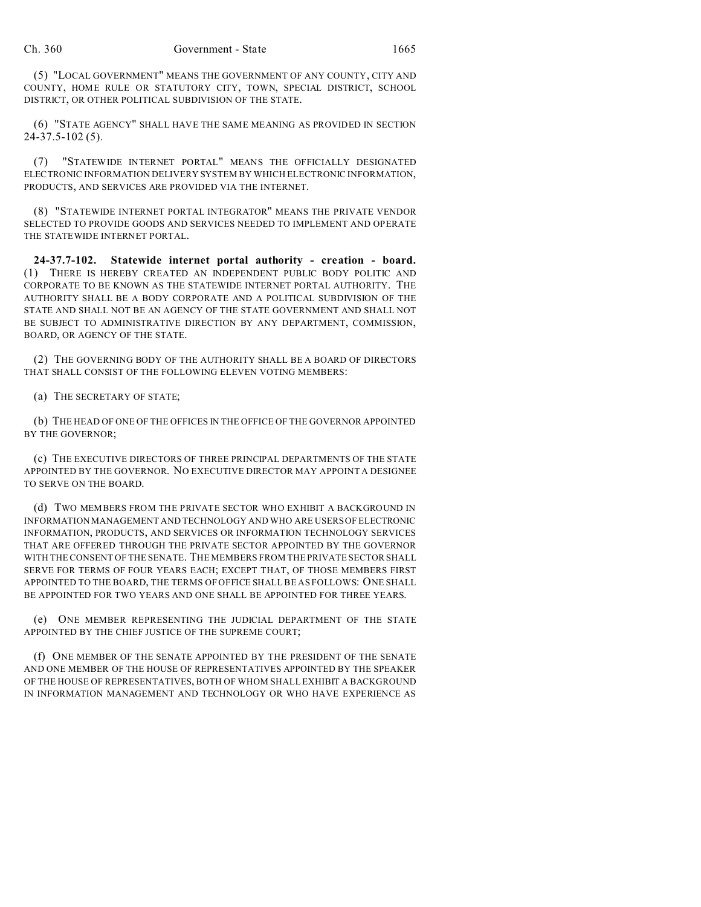(5) "LOCAL GOVERNMENT" MEANS THE GOVERNMENT OF ANY COUNTY, CITY AND COUNTY, HOME RULE OR STATUTORY CITY, TOWN, SPECIAL DISTRICT, SCHOOL DISTRICT, OR OTHER POLITICAL SUBDIVISION OF THE STATE.

(6) "STATE AGENCY" SHALL HAVE THE SAME MEANING AS PROVIDED IN SECTION 24-37.5-102 (5).

(7) "STATEWIDE INTERNET PORTAL" MEANS THE OFFICIALLY DESIGNATED ELECTRONIC INFORMATION DELIVERY SYSTEM BY WHICH ELECTRONIC INFORMATION, PRODUCTS, AND SERVICES ARE PROVIDED VIA THE INTERNET.

(8) "STATEWIDE INTERNET PORTAL INTEGRATOR" MEANS THE PRIVATE VENDOR SELECTED TO PROVIDE GOODS AND SERVICES NEEDED TO IMPLEMENT AND OPERATE THE STATEWIDE INTERNET PORTAL.

**24-37.7-102. Statewide internet portal authority - creation - board.** (1) THERE IS HEREBY CREATED AN INDEPENDENT PUBLIC BODY POLITIC AND CORPORATE TO BE KNOWN AS THE STATEWIDE INTERNET PORTAL AUTHORITY. THE AUTHORITY SHALL BE A BODY CORPORATE AND A POLITICAL SUBDIVISION OF THE STATE AND SHALL NOT BE AN AGENCY OF THE STATE GOVERNMENT AND SHALL NOT BE SUBJECT TO ADMINISTRATIVE DIRECTION BY ANY DEPARTMENT, COMMISSION, BOARD, OR AGENCY OF THE STATE.

(2) THE GOVERNING BODY OF THE AUTHORITY SHALL BE A BOARD OF DIRECTORS THAT SHALL CONSIST OF THE FOLLOWING ELEVEN VOTING MEMBERS:

(a) THE SECRETARY OF STATE;

(b) THE HEAD OF ONE OF THE OFFICES IN THE OFFICE OF THE GOVERNOR APPOINTED BY THE GOVERNOR;

(c) THE EXECUTIVE DIRECTORS OF THREE PRINCIPAL DEPARTMENTS OF THE STATE APPOINTED BY THE GOVERNOR. NO EXECUTIVE DIRECTOR MAY APPOINT A DESIGNEE TO SERVE ON THE BOARD.

(d) TWO MEMBERS FROM THE PRIVATE SECTOR WHO EXHIBIT A BACKGROUND IN INFORMATION MANAGEMENT AND TECHNOLOGY AND WHO ARE USERS OF ELECTRONIC INFORMATION, PRODUCTS, AND SERVICES OR INFORMATION TECHNOLOGY SERVICES THAT ARE OFFERED THROUGH THE PRIVATE SECTOR APPOINTED BY THE GOVERNOR WITH THE CONSENT OF THE SENATE. THE MEMBERS FROM THE PRIVATE SECTOR SHALL SERVE FOR TERMS OF FOUR YEARS EACH; EXCEPT THAT, OF THOSE MEMBERS FIRST APPOINTED TO THE BOARD, THE TERMS OF OFFICE SHALL BE AS FOLLOWS: ONE SHALL BE APPOINTED FOR TWO YEARS AND ONE SHALL BE APPOINTED FOR THREE YEARS.

(e) ONE MEMBER REPRESENTING THE JUDICIAL DEPARTMENT OF THE STATE APPOINTED BY THE CHIEF JUSTICE OF THE SUPREME COURT;

(f) ONE MEMBER OF THE SENATE APPOINTED BY THE PRESIDENT OF THE SENATE AND ONE MEMBER OF THE HOUSE OF REPRESENTATIVES APPOINTED BY THE SPEAKER OF THE HOUSE OF REPRESENTATIVES, BOTH OF WHOM SHALL EXHIBIT A BACKGROUND IN INFORMATION MANAGEMENT AND TECHNOLOGY OR WHO HAVE EXPERIENCE AS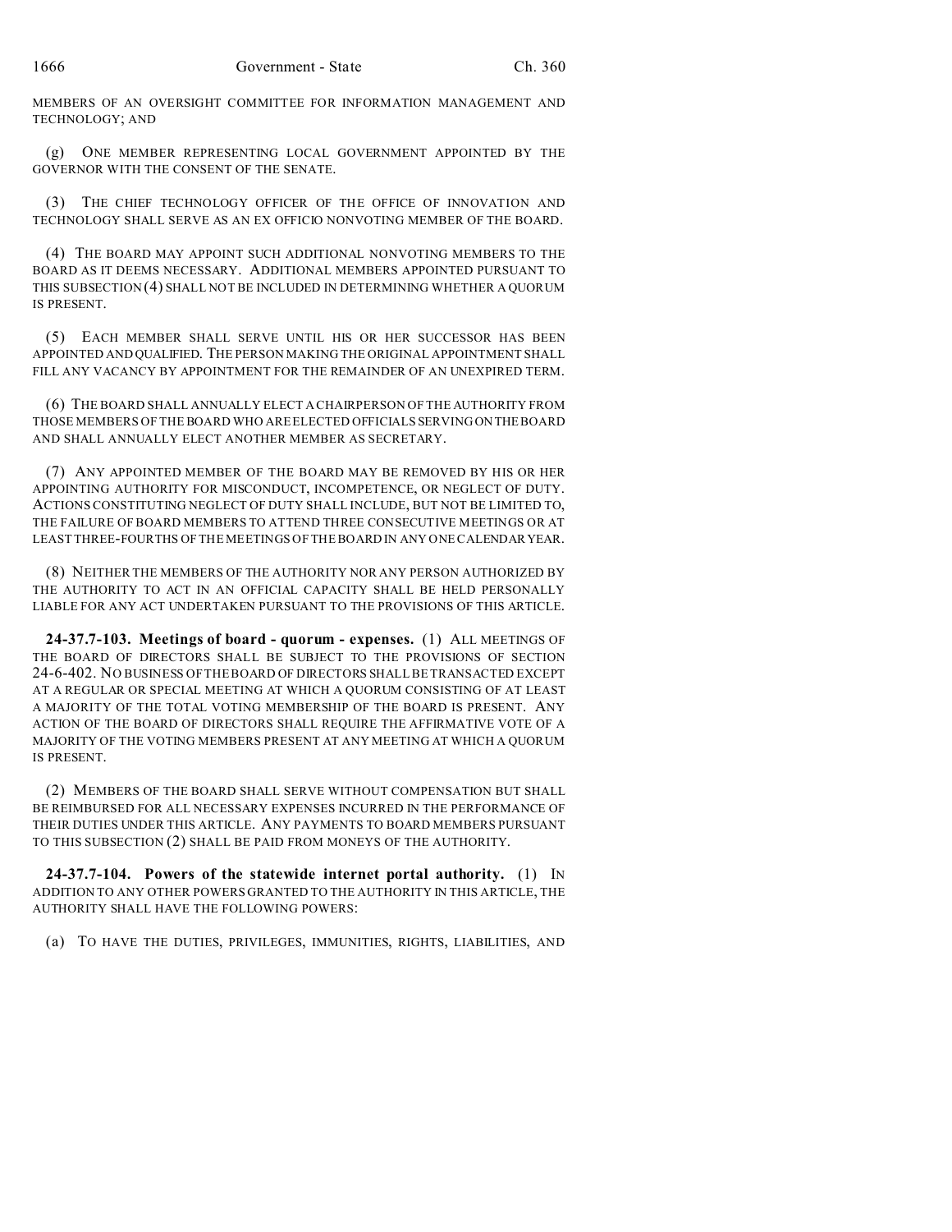MEMBERS OF AN OVERSIGHT COMMITTEE FOR INFORMATION MANAGEMENT AND TECHNOLOGY; AND

(g) ONE MEMBER REPRESENTING LOCAL GOVERNMENT APPOINTED BY THE GOVERNOR WITH THE CONSENT OF THE SENATE.

(3) THE CHIEF TECHNOLOGY OFFICER OF THE OFFICE OF INNOVATION AND TECHNOLOGY SHALL SERVE AS AN EX OFFICIO NONVOTING MEMBER OF THE BOARD.

(4) THE BOARD MAY APPOINT SUCH ADDITIONAL NONVOTING MEMBERS TO THE BOARD AS IT DEEMS NECESSARY. ADDITIONAL MEMBERS APPOINTED PURSUANT TO THIS SUBSECTION (4) SHALL NOT BE INCLUDED IN DETERMINING WHETHER A QUORUM IS PRESENT.

(5) EACH MEMBER SHALL SERVE UNTIL HIS OR HER SUCCESSOR HAS BEEN APPOINTED AND QUALIFIED. THE PERSON MAKING THE ORIGINAL APPOINTMENT SHALL FILL ANY VACANCY BY APPOINTMENT FOR THE REMAINDER OF AN UNEXPIRED TERM.

(6) THE BOARD SHALL ANNUALLY ELECT A CHAIRPERSON OF THE AUTHORITY FROM THOSE MEMBERS OF THE BOARD WHO ARE ELECTED OFFICIALS SERVING ON THE BOARD AND SHALL ANNUALLY ELECT ANOTHER MEMBER AS SECRETARY.

(7) ANY APPOINTED MEMBER OF THE BOARD MAY BE REMOVED BY HIS OR HER APPOINTING AUTHORITY FOR MISCONDUCT, INCOMPETENCE, OR NEGLECT OF DUTY. ACTIONS CONSTITUTING NEGLECT OF DUTY SHALL INCLUDE, BUT NOT BE LIMITED TO, THE FAILURE OF BOARD MEMBERS TO ATTEND THREE CONSECUTIVE MEETINGS OR AT LEAST THREE-FOURTHS OF THE MEETINGS OF THE BOARD IN ANY ONE CALENDAR YEAR.

(8) NEITHER THE MEMBERS OF THE AUTHORITY NOR ANY PERSON AUTHORIZED BY THE AUTHORITY TO ACT IN AN OFFICIAL CAPACITY SHALL BE HELD PERSONALLY LIABLE FOR ANY ACT UNDERTAKEN PURSUANT TO THE PROVISIONS OF THIS ARTICLE.

**24-37.7-103. Meetings of board - quorum - expenses.** (1) ALL MEETINGS OF THE BOARD OF DIRECTORS SHALL BE SUBJECT TO THE PROVISIONS OF SECTION 24-6-402. NO BUSINESS OF THE BOARD OF DIRECTORS SHALL BE TRANSACTED EXCEPT AT A REGULAR OR SPECIAL MEETING AT WHICH A QUORUM CONSISTING OF AT LEAST A MAJORITY OF THE TOTAL VOTING MEMBERSHIP OF THE BOARD IS PRESENT. ANY ACTION OF THE BOARD OF DIRECTORS SHALL REQUIRE THE AFFIRMATIVE VOTE OF A MAJORITY OF THE VOTING MEMBERS PRESENT AT ANY MEETING AT WHICH A QUORUM IS PRESENT.

(2) MEMBERS OF THE BOARD SHALL SERVE WITHOUT COMPENSATION BUT SHALL BE REIMBURSED FOR ALL NECESSARY EXPENSES INCURRED IN THE PERFORMANCE OF THEIR DUTIES UNDER THIS ARTICLE. ANY PAYMENTS TO BOARD MEMBERS PURSUANT TO THIS SUBSECTION (2) SHALL BE PAID FROM MONEYS OF THE AUTHORITY.

**24-37.7-104. Powers of the statewide internet portal authority.** (1) IN ADDITION TO ANY OTHER POWERS GRANTED TO THE AUTHORITY IN THIS ARTICLE, THE AUTHORITY SHALL HAVE THE FOLLOWING POWERS:

(a) TO HAVE THE DUTIES, PRIVILEGES, IMMUNITIES, RIGHTS, LIABILITIES, AND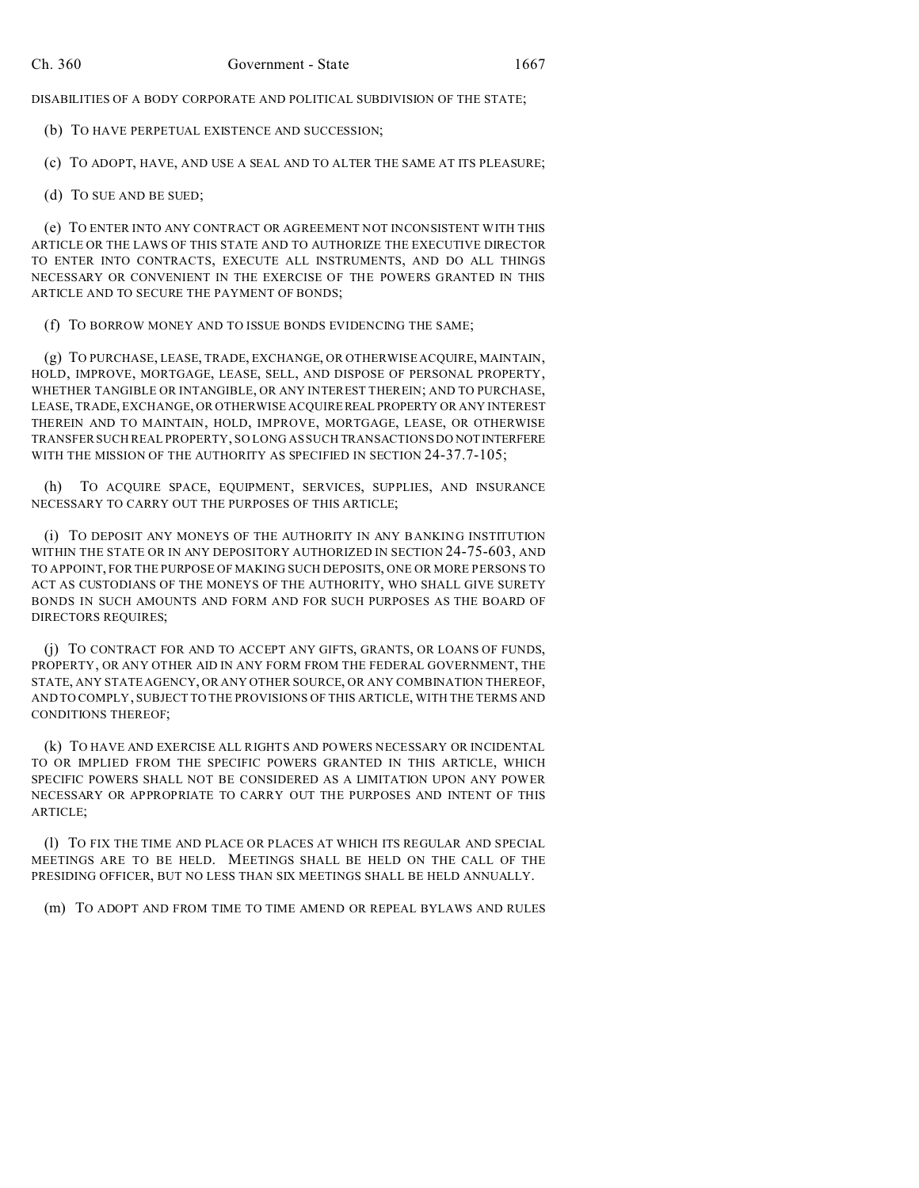DISABILITIES OF A BODY CORPORATE AND POLITICAL SUBDIVISION OF THE STATE;

(b) TO HAVE PERPETUAL EXISTENCE AND SUCCESSION;

(c) TO ADOPT, HAVE, AND USE A SEAL AND TO ALTER THE SAME AT ITS PLEASURE;

(d) TO SUE AND BE SUED;

(e) TO ENTER INTO ANY CONTRACT OR AGREEMENT NOT INCONSISTENT WITH THIS ARTICLE OR THE LAWS OF THIS STATE AND TO AUTHORIZE THE EXECUTIVE DIRECTOR TO ENTER INTO CONTRACTS, EXECUTE ALL INSTRUMENTS, AND DO ALL THINGS NECESSARY OR CONVENIENT IN THE EXERCISE OF THE POWERS GRANTED IN THIS ARTICLE AND TO SECURE THE PAYMENT OF BONDS;

(f) TO BORROW MONEY AND TO ISSUE BONDS EVIDENCING THE SAME;

(g) TO PURCHASE, LEASE, TRADE, EXCHANGE, OR OTHERWISE ACQUIRE, MAINTAIN, HOLD, IMPROVE, MORTGAGE, LEASE, SELL, AND DISPOSE OF PERSONAL PROPERTY, WHETHER TANGIBLE OR INTANGIBLE, OR ANY INTEREST THEREIN; AND TO PURCHASE, LEASE, TRADE, EXCHANGE, OR OTHERWISE ACQUIRE REAL PROPERTY OR ANY INTEREST THEREIN AND TO MAINTAIN, HOLD, IMPROVE, MORTGAGE, LEASE, OR OTHERWISE TRANSFER SUCH REAL PROPERTY, SO LONG AS SUCH TRANSACTIONS DO NOT INTERFERE WITH THE MISSION OF THE AUTHORITY AS SPECIFIED IN SECTION 24-37.7-105;

(h) TO ACQUIRE SPACE, EQUIPMENT, SERVICES, SUPPLIES, AND INSURANCE NECESSARY TO CARRY OUT THE PURPOSES OF THIS ARTICLE;

(i) TO DEPOSIT ANY MONEYS OF THE AUTHORITY IN ANY BANKING INSTITUTION WITHIN THE STATE OR IN ANY DEPOSITORY AUTHORIZED IN SECTION 24-75-603, AND TO APPOINT, FOR THE PURPOSE OF MAKING SUCH DEPOSITS, ONE OR MORE PERSONS TO ACT AS CUSTODIANS OF THE MONEYS OF THE AUTHORITY, WHO SHALL GIVE SURETY BONDS IN SUCH AMOUNTS AND FORM AND FOR SUCH PURPOSES AS THE BOARD OF DIRECTORS REQUIRES;

(j) TO CONTRACT FOR AND TO ACCEPT ANY GIFTS, GRANTS, OR LOANS OF FUNDS, PROPERTY, OR ANY OTHER AID IN ANY FORM FROM THE FEDERAL GOVERNMENT, THE STATE, ANY STATE AGENCY, OR ANY OTHER SOURCE, OR ANY COMBINATION THEREOF, AND TO COMPLY, SUBJECT TO THE PROVISIONS OF THIS ARTICLE, WITH THE TERMS AND CONDITIONS THEREOF;

(k) TO HAVE AND EXERCISE ALL RIGHTS AND POWERS NECESSARY OR INCIDENTAL TO OR IMPLIED FROM THE SPECIFIC POWERS GRANTED IN THIS ARTICLE, WHICH SPECIFIC POWERS SHALL NOT BE CONSIDERED AS A LIMITATION UPON ANY POWER NECESSARY OR APPROPRIATE TO CARRY OUT THE PURPOSES AND INTENT OF THIS ARTICLE;

(l) TO FIX THE TIME AND PLACE OR PLACES AT WHICH ITS REGULAR AND SPECIAL MEETINGS ARE TO BE HELD. MEETINGS SHALL BE HELD ON THE CALL OF THE PRESIDING OFFICER, BUT NO LESS THAN SIX MEETINGS SHALL BE HELD ANNUALLY.

(m) TO ADOPT AND FROM TIME TO TIME AMEND OR REPEAL BYLAWS AND RULES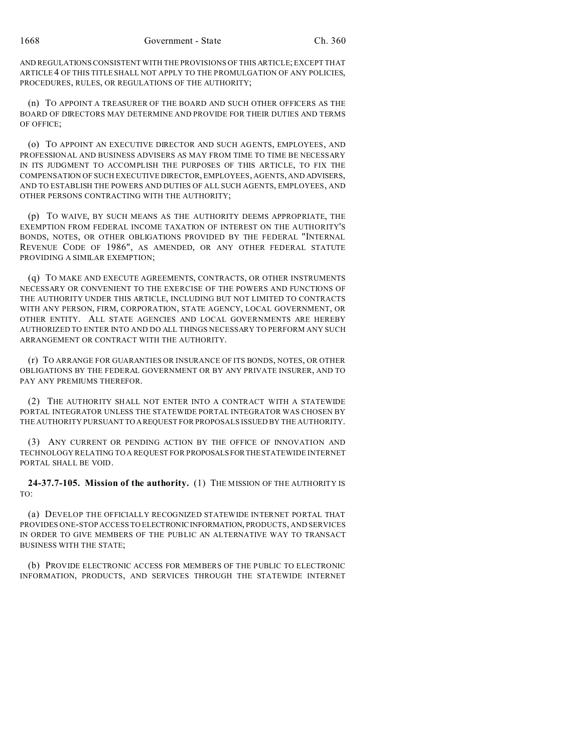AND REGULATIONS CONSISTENT WITH THE PROVISIONS OF THIS ARTICLE; EXCEPT THAT ARTICLE 4 OF THIS TITLE SHALL NOT APPLY TO THE PROMULGATION OF ANY POLICIES, PROCEDURES, RULES, OR REGULATIONS OF THE AUTHORITY;

(n) TO APPOINT A TREASURER OF THE BOARD AND SUCH OTHER OFFICERS AS THE BOARD OF DIRECTORS MAY DETERMINE AND PROVIDE FOR THEIR DUTIES AND TERMS OF OFFICE;

(o) TO APPOINT AN EXECUTIVE DIRECTOR AND SUCH AGENTS, EMPLOYEES, AND PROFESSIONAL AND BUSINESS ADVISERS AS MAY FROM TIME TO TIME BE NECESSARY IN ITS JUDGMENT TO ACCOMPLISH THE PURPOSES OF THIS ARTICLE, TO FIX THE COMPENSATION OF SUCH EXECUTIVE DIRECTOR, EMPLOYEES, AGENTS, AND ADVISERS, AND TO ESTABLISH THE POWERS AND DUTIES OF ALL SUCH AGENTS, EMPLOYEES, AND OTHER PERSONS CONTRACTING WITH THE AUTHORITY;

(p) TO WAIVE, BY SUCH MEANS AS THE AUTHORITY DEEMS APPROPRIATE, THE EXEMPTION FROM FEDERAL INCOME TAXATION OF INTEREST ON THE AUTHORITY'S BONDS, NOTES, OR OTHER OBLIGATIONS PROVIDED BY THE FEDERAL "INTERNAL REVENUE CODE OF 1986", AS AMENDED, OR ANY OTHER FEDERAL STATUTE PROVIDING A SIMILAR EXEMPTION;

(q) TO MAKE AND EXECUTE AGREEMENTS, CONTRACTS, OR OTHER INSTRUMENTS NECESSARY OR CONVENIENT TO THE EXERCISE OF THE POWERS AND FUNCTIONS OF THE AUTHORITY UNDER THIS ARTICLE, INCLUDING BUT NOT LIMITED TO CONTRACTS WITH ANY PERSON, FIRM, CORPORATION, STATE AGENCY, LOCAL GOVERNMENT, OR OTHER ENTITY. ALL STATE AGENCIES AND LOCAL GOVERNMENTS ARE HEREBY AUTHORIZED TO ENTER INTO AND DO ALL THINGS NECESSARY TO PERFORM ANY SUCH ARRANGEMENT OR CONTRACT WITH THE AUTHORITY.

(r) TO ARRANGE FOR GUARANTIES OR INSURANCE OF ITS BONDS, NOTES, OR OTHER OBLIGATIONS BY THE FEDERAL GOVERNMENT OR BY ANY PRIVATE INSURER, AND TO PAY ANY PREMIUMS THEREFOR.

(2) THE AUTHORITY SHALL NOT ENTER INTO A CONTRACT WITH A STATEWIDE PORTAL INTEGRATOR UNLESS THE STATEWIDE PORTAL INTEGRATOR WAS CHOSEN BY THE AUTHORITY PURSUANT TO A REQUEST FOR PROPOSALS ISSUED BY THE AUTHORITY.

(3) ANY CURRENT OR PENDING ACTION BY THE OFFICE OF INNOVATION AND TECHNOLOGY RELATING TO A REQUEST FOR PROPOSALS FOR THE STATEWIDE INTERNET PORTAL SHALL BE VOID.

**24-37.7-105. Mission of the authority.** (1) THE MISSION OF THE AUTHORITY IS TO:

(a) DEVELOP THE OFFICIALLY RECOGNIZED STATEWIDE INTERNET PORTAL THAT PROVIDES ONE-STOP ACCESS TO ELECTRONIC INFORMATION, PRODUCTS, AND SERVICES IN ORDER TO GIVE MEMBERS OF THE PUBLIC AN ALTERNATIVE WAY TO TRANSACT BUSINESS WITH THE STATE;

(b) PROVIDE ELECTRONIC ACCESS FOR MEMBERS OF THE PUBLIC TO ELECTRONIC INFORMATION, PRODUCTS, AND SERVICES THROUGH THE STATEWIDE INTERNET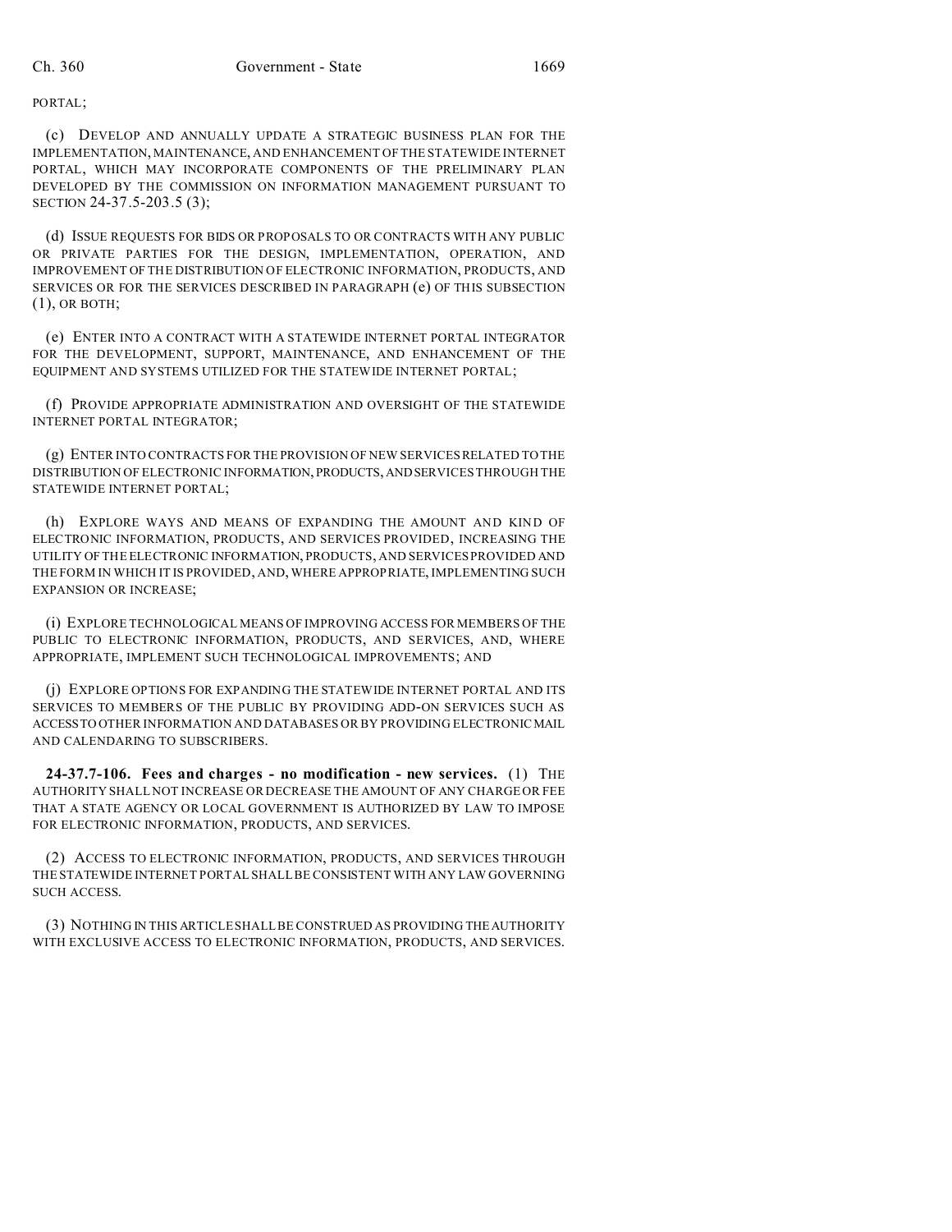PORTAL;

(c) DEVELOP AND ANNUALLY UPDATE A STRATEGIC BUSINESS PLAN FOR THE IMPLEMENTATION, MAINTENANCE, AND ENHANCEMENT OF THE STATEWIDE INTERNET PORTAL, WHICH MAY INCORPORATE COMPONENTS OF THE PRELIMINARY PLAN DEVELOPED BY THE COMMISSION ON INFORMATION MANAGEMENT PURSUANT TO SECTION 24-37.5-203.5 (3);

(d) ISSUE REQUESTS FOR BIDS OR PROPOSALS TO OR CONTRACTS WITH ANY PUBLIC OR PRIVATE PARTIES FOR THE DESIGN, IMPLEMENTATION, OPERATION, AND IMPROVEMENT OF THE DISTRIBUTION OF ELECTRONIC INFORMATION, PRODUCTS, AND SERVICES OR FOR THE SERVICES DESCRIBED IN PARAGRAPH (e) OF THIS SUBSECTION (1), OR BOTH;

(e) ENTER INTO A CONTRACT WITH A STATEWIDE INTERNET PORTAL INTEGRATOR FOR THE DEVELOPMENT, SUPPORT, MAINTENANCE, AND ENHANCEMENT OF THE EQUIPMENT AND SYSTEMS UTILIZED FOR THE STATEWIDE INTERNET PORTAL;

(f) PROVIDE APPROPRIATE ADMINISTRATION AND OVERSIGHT OF THE STATEWIDE INTERNET PORTAL INTEGRATOR;

(g) ENTER INTO CONTRACTS FOR THE PROVISION OF NEW SERVICES RELATED TO THE DISTRIBUTION OF ELECTRONIC INFORMATION, PRODUCTS, AND SERVICES THROUGH THE STATEWIDE INTERNET PORTAL;

(h) EXPLORE WAYS AND MEANS OF EXPANDING THE AMOUNT AND KIND OF ELECTRONIC INFORMATION, PRODUCTS, AND SERVICES PROVIDED, INCREASING THE UTILITY OF THE ELECTRONIC INFORMATION, PRODUCTS, AND SERVICES PROVIDED AND THE FORM IN WHICH IT IS PROVIDED, AND, WHERE APPROPRIATE, IMPLEMENTING SUCH EXPANSION OR INCREASE;

(i) EXPLORE TECHNOLOGICAL MEANS OF IMPROVING ACCESS FOR MEMBERS OF THE PUBLIC TO ELECTRONIC INFORMATION, PRODUCTS, AND SERVICES, AND, WHERE APPROPRIATE, IMPLEMENT SUCH TECHNOLOGICAL IMPROVEMENTS; AND

(j) EXPLORE OPTIONS FOR EXPANDING THE STATEWIDE INTERNET PORTAL AND ITS SERVICES TO MEMBERS OF THE PUBLIC BY PROVIDING ADD-ON SERVICES SUCH AS ACCESS TO OTHER INFORMATION AND DATABASES OR BY PROVIDING ELECTRONIC MAIL AND CALENDARING TO SUBSCRIBERS.

**24-37.7-106. Fees and charges - no modification - new services.** (1) THE AUTHORITY SHALL NOT INCREASE OR DECREASE THE AMOUNT OF ANY CHARGE OR FEE THAT A STATE AGENCY OR LOCAL GOVERNMENT IS AUTHORIZED BY LAW TO IMPOSE FOR ELECTRONIC INFORMATION, PRODUCTS, AND SERVICES.

(2) ACCESS TO ELECTRONIC INFORMATION, PRODUCTS, AND SERVICES THROUGH THE STATEWIDE INTERNET PORTAL SHALL BE CONSISTENT WITH ANY LAW GOVERNING SUCH ACCESS.

(3) NOTHING IN THIS ARTICLE SHALL BE CONSTRUED AS PROVIDING THE AUTHORITY WITH EXCLUSIVE ACCESS TO ELECTRONIC INFORMATION, PRODUCTS, AND SERVICES.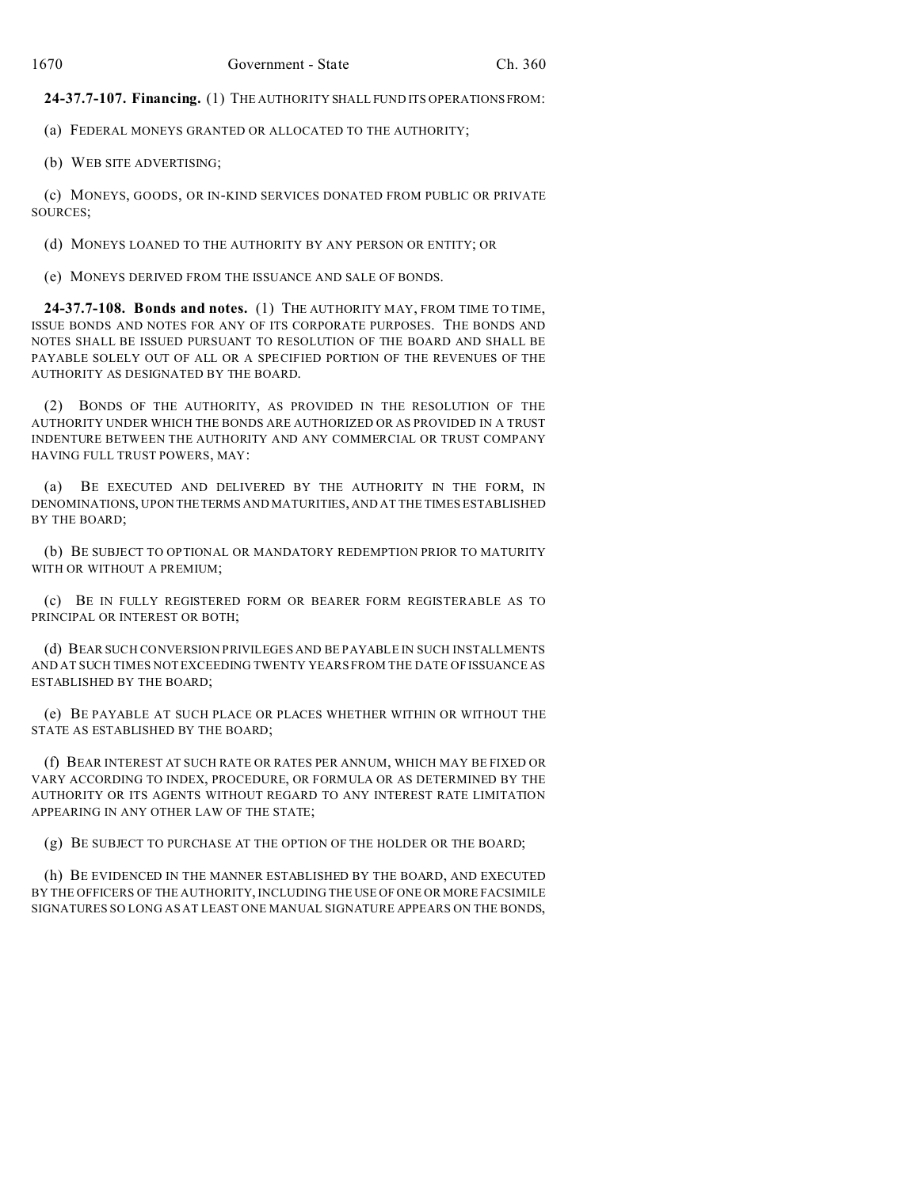**24-37.7-107. Financing.** (1) THE AUTHORITY SHALL FUND ITS OPERATIONS FROM:

(a) FEDERAL MONEYS GRANTED OR ALLOCATED TO THE AUTHORITY;

(b) WEB SITE ADVERTISING;

(c) MONEYS, GOODS, OR IN-KIND SERVICES DONATED FROM PUBLIC OR PRIVATE SOURCES;

(d) MONEYS LOANED TO THE AUTHORITY BY ANY PERSON OR ENTITY; OR

(e) MONEYS DERIVED FROM THE ISSUANCE AND SALE OF BONDS.

**24-37.7-108. Bonds and notes.** (1) THE AUTHORITY MAY, FROM TIME TO TIME, ISSUE BONDS AND NOTES FOR ANY OF ITS CORPORATE PURPOSES. THE BONDS AND NOTES SHALL BE ISSUED PURSUANT TO RESOLUTION OF THE BOARD AND SHALL BE PAYABLE SOLELY OUT OF ALL OR A SPECIFIED PORTION OF THE REVENUES OF THE AUTHORITY AS DESIGNATED BY THE BOARD.

(2) BONDS OF THE AUTHORITY, AS PROVIDED IN THE RESOLUTION OF THE AUTHORITY UNDER WHICH THE BONDS ARE AUTHORIZED OR AS PROVIDED IN A TRUST INDENTURE BETWEEN THE AUTHORITY AND ANY COMMERCIAL OR TRUST COMPANY HAVING FULL TRUST POWERS, MAY:

(a) BE EXECUTED AND DELIVERED BY THE AUTHORITY IN THE FORM, IN DENOMINATIONS, UPON THE TERMS AND MATURITIES, AND AT THE TIMES ESTABLISHED BY THE BOARD;

(b) BE SUBJECT TO OPTIONAL OR MANDATORY REDEMPTION PRIOR TO MATURITY WITH OR WITHOUT A PREMIUM;

(c) BE IN FULLY REGISTERED FORM OR BEARER FORM REGISTERABLE AS TO PRINCIPAL OR INTEREST OR BOTH;

(d) BEAR SUCH CONVERSION PRIVILEGES AND BE PAYABLE IN SUCH INSTALLMENTS AND AT SUCH TIMES NOT EXCEEDING TWENTY YEARS FROM THE DATE OF ISSUANCE AS ESTABLISHED BY THE BOARD;

(e) BE PAYABLE AT SUCH PLACE OR PLACES WHETHER WITHIN OR WITHOUT THE STATE AS ESTABLISHED BY THE BOARD;

(f) BEAR INTEREST AT SUCH RATE OR RATES PER ANNUM, WHICH MAY BE FIXED OR VARY ACCORDING TO INDEX, PROCEDURE, OR FORMULA OR AS DETERMINED BY THE AUTHORITY OR ITS AGENTS WITHOUT REGARD TO ANY INTEREST RATE LIMITATION APPEARING IN ANY OTHER LAW OF THE STATE;

(g) BE SUBJECT TO PURCHASE AT THE OPTION OF THE HOLDER OR THE BOARD;

(h) BE EVIDENCED IN THE MANNER ESTABLISHED BY THE BOARD, AND EXECUTED BY THE OFFICERS OF THE AUTHORITY, INCLUDING THE USE OF ONE OR MORE FACSIMILE SIGNATURES SO LONG AS AT LEAST ONE MANUAL SIGNATURE APPEARS ON THE BONDS,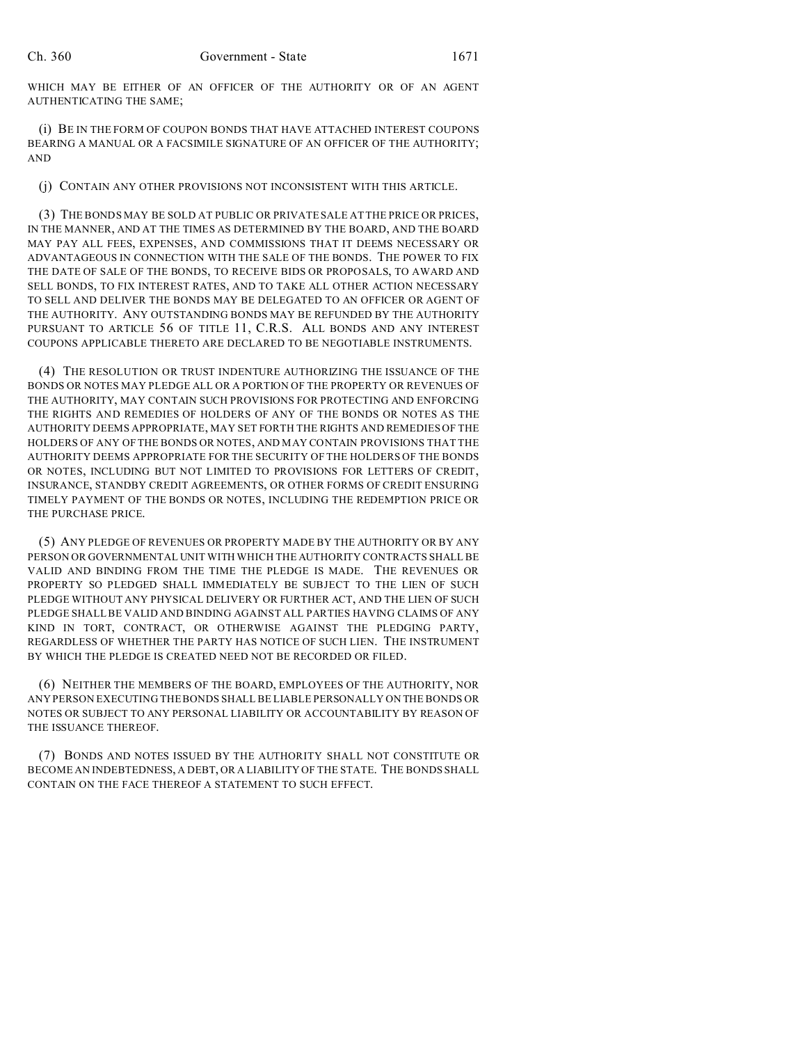WHICH MAY BE EITHER OF AN OFFICER OF THE AUTHORITY OR OF AN AGENT AUTHENTICATING THE SAME;

(i) BE IN THE FORM OF COUPON BONDS THAT HAVE ATTACHED INTEREST COUPONS BEARING A MANUAL OR A FACSIMILE SIGNATURE OF AN OFFICER OF THE AUTHORITY; AND

(j) CONTAIN ANY OTHER PROVISIONS NOT INCONSISTENT WITH THIS ARTICLE.

(3) THE BONDS MAY BE SOLD AT PUBLIC OR PRIVATE SALE AT THE PRICE OR PRICES, IN THE MANNER, AND AT THE TIMES AS DETERMINED BY THE BOARD, AND THE BOARD MAY PAY ALL FEES, EXPENSES, AND COMMISSIONS THAT IT DEEMS NECESSARY OR ADVANTAGEOUS IN CONNECTION WITH THE SALE OF THE BONDS. THE POWER TO FIX THE DATE OF SALE OF THE BONDS, TO RECEIVE BIDS OR PROPOSALS, TO AWARD AND SELL BONDS, TO FIX INTEREST RATES, AND TO TAKE ALL OTHER ACTION NECESSARY TO SELL AND DELIVER THE BONDS MAY BE DELEGATED TO AN OFFICER OR AGENT OF THE AUTHORITY. ANY OUTSTANDING BONDS MAY BE REFUNDED BY THE AUTHORITY PURSUANT TO ARTICLE 56 OF TITLE 11, C.R.S. ALL BONDS AND ANY INTEREST COUPONS APPLICABLE THERETO ARE DECLARED TO BE NEGOTIABLE INSTRUMENTS.

(4) THE RESOLUTION OR TRUST INDENTURE AUTHORIZING THE ISSUANCE OF THE BONDS OR NOTES MAY PLEDGE ALL OR A PORTION OF THE PROPERTY OR REVENUES OF THE AUTHORITY, MAY CONTAIN SUCH PROVISIONS FOR PROTECTING AND ENFORCING THE RIGHTS AND REMEDIES OF HOLDERS OF ANY OF THE BONDS OR NOTES AS THE AUTHORITY DEEMS APPROPRIATE, MAY SET FORTH THE RIGHTS AND REMEDIES OF THE HOLDERS OF ANY OF THE BONDS OR NOTES, AND MAY CONTAIN PROVISIONS THAT THE AUTHORITY DEEMS APPROPRIATE FOR THE SECURITY OF THE HOLDERS OF THE BONDS OR NOTES, INCLUDING BUT NOT LIMITED TO PROVISIONS FOR LETTERS OF CREDIT, INSURANCE, STANDBY CREDIT AGREEMENTS, OR OTHER FORMS OF CREDIT ENSURING TIMELY PAYMENT OF THE BONDS OR NOTES, INCLUDING THE REDEMPTION PRICE OR THE PURCHASE PRICE.

(5) ANY PLEDGE OF REVENUES OR PROPERTY MADE BY THE AUTHORITY OR BY ANY PERSON OR GOVERNMENTAL UNIT WITH WHICH THE AUTHORITY CONTRACTS SHALL BE VALID AND BINDING FROM THE TIME THE PLEDGE IS MADE. THE REVENUES OR PROPERTY SO PLEDGED SHALL IMMEDIATELY BE SUBJECT TO THE LIEN OF SUCH PLEDGE WITHOUT ANY PHYSICAL DELIVERY OR FURTHER ACT, AND THE LIEN OF SUCH PLEDGE SHALL BE VALID AND BINDING AGAINST ALL PARTIES HAVING CLAIMS OF ANY KIND IN TORT, CONTRACT, OR OTHERWISE AGAINST THE PLEDGING PARTY, REGARDLESS OF WHETHER THE PARTY HAS NOTICE OF SUCH LIEN. THE INSTRUMENT BY WHICH THE PLEDGE IS CREATED NEED NOT BE RECORDED OR FILED.

(6) NEITHER THE MEMBERS OF THE BOARD, EMPLOYEES OF THE AUTHORITY, NOR ANY PERSON EXECUTING THE BONDS SHALL BE LIABLE PERSONALLY ON THE BONDS OR NOTES OR SUBJECT TO ANY PERSONAL LIABILITY OR ACCOUNTABILITY BY REASON OF THE ISSUANCE THEREOF.

(7) BONDS AND NOTES ISSUED BY THE AUTHORITY SHALL NOT CONSTITUTE OR BECOME AN INDEBTEDNESS, A DEBT, OR A LIABILITY OF THE STATE. THE BONDS SHALL CONTAIN ON THE FACE THEREOF A STATEMENT TO SUCH EFFECT.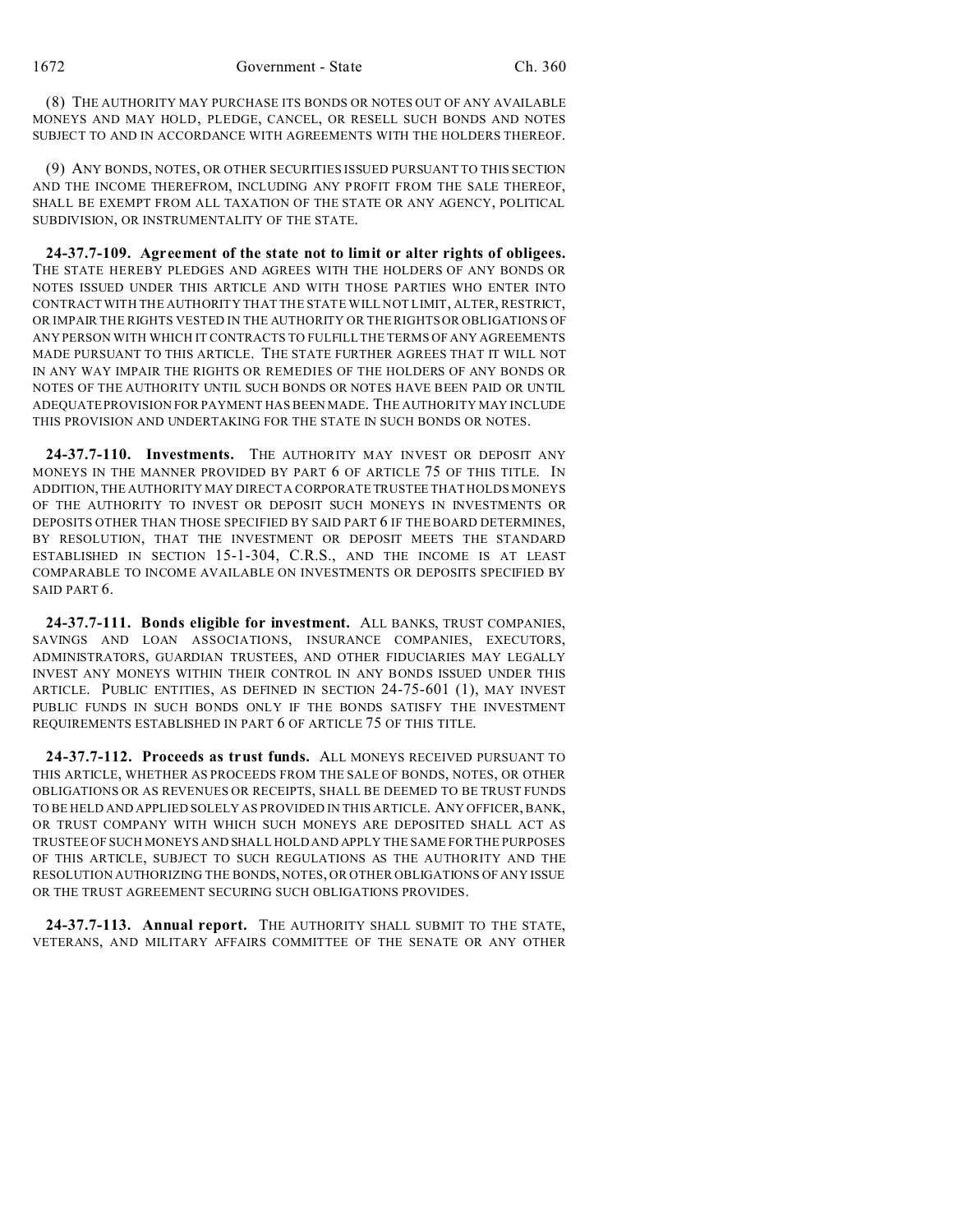(8) THE AUTHORITY MAY PURCHASE ITS BONDS OR NOTES OUT OF ANY AVAILABLE MONEYS AND MAY HOLD, PLEDGE, CANCEL, OR RESELL SUCH BONDS AND NOTES SUBJECT TO AND IN ACCORDANCE WITH AGREEMENTS WITH THE HOLDERS THEREOF.

(9) ANY BONDS, NOTES, OR OTHER SECURITIES ISSUED PURSUANT TO THIS SECTION AND THE INCOME THEREFROM, INCLUDING ANY PROFIT FROM THE SALE THEREOF, SHALL BE EXEMPT FROM ALL TAXATION OF THE STATE OR ANY AGENCY, POLITICAL SUBDIVISION, OR INSTRUMENTALITY OF THE STATE.

**24-37.7-109. Agreement of the state not to limit or alter rights of obligees.** THE STATE HEREBY PLEDGES AND AGREES WITH THE HOLDERS OF ANY BONDS OR NOTES ISSUED UNDER THIS ARTICLE AND WITH THOSE PARTIES WHO ENTER INTO CONTRACT WITH THE AUTHORITY THAT THE STATE WILL NOT LIMIT, ALTER, RESTRICT, OR IMPAIR THE RIGHTS VESTED IN THE AUTHORITY OR THE RIGHTS OR OBLIGATIONS OF ANY PERSON WITH WHICH IT CONTRACTS TO FULFILL THE TERMS OF ANY AGREEMENTS MADE PURSUANT TO THIS ARTICLE. THE STATE FURTHER AGREES THAT IT WILL NOT IN ANY WAY IMPAIR THE RIGHTS OR REMEDIES OF THE HOLDERS OF ANY BONDS OR NOTES OF THE AUTHORITY UNTIL SUCH BONDS OR NOTES HAVE BEEN PAID OR UNTIL ADEQUATE PROVISION FOR PAYMENT HAS BEEN MADE. THE AUTHORITY MAY INCLUDE THIS PROVISION AND UNDERTAKING FOR THE STATE IN SUCH BONDS OR NOTES.

**24-37.7-110. Investments.** THE AUTHORITY MAY INVEST OR DEPOSIT ANY MONEYS IN THE MANNER PROVIDED BY PART 6 OF ARTICLE 75 OF THIS TITLE. IN ADDITION, THE AUTHORITY MAY DIRECT A CORPORATE TRUSTEE THAT HOLDS MONEYS OF THE AUTHORITY TO INVEST OR DEPOSIT SUCH MONEYS IN INVESTMENTS OR DEPOSITS OTHER THAN THOSE SPECIFIED BY SAID PART 6 IF THE BOARD DETERMINES, BY RESOLUTION, THAT THE INVESTMENT OR DEPOSIT MEETS THE STANDARD ESTABLISHED IN SECTION 15-1-304, C.R.S., AND THE INCOME IS AT LEAST COMPARABLE TO INCOME AVAILABLE ON INVESTMENTS OR DEPOSITS SPECIFIED BY SAID PART 6.

**24-37.7-111. Bonds eligible for investment.** ALL BANKS, TRUST COMPANIES, SAVINGS AND LOAN ASSOCIATIONS, INSURANCE COMPANIES, EXECUTORS, ADMINISTRATORS, GUARDIAN TRUSTEES, AND OTHER FIDUCIARIES MAY LEGALLY INVEST ANY MONEYS WITHIN THEIR CONTROL IN ANY BONDS ISSUED UNDER THIS ARTICLE. PUBLIC ENTITIES, AS DEFINED IN SECTION 24-75-601 (1), MAY INVEST PUBLIC FUNDS IN SUCH BONDS ONLY IF THE BONDS SATISFY THE INVESTMENT REQUIREMENTS ESTABLISHED IN PART 6 OF ARTICLE 75 OF THIS TITLE.

**24-37.7-112. Proceeds as trust funds.** ALL MONEYS RECEIVED PURSUANT TO THIS ARTICLE, WHETHER AS PROCEEDS FROM THE SALE OF BONDS, NOTES, OR OTHER OBLIGATIONS OR AS REVENUES OR RECEIPTS, SHALL BE DEEMED TO BE TRUST FUNDS TO BE HELD AND APPLIED SOLELY AS PROVIDED IN THIS ARTICLE. ANY OFFICER, BANK, OR TRUST COMPANY WITH WHICH SUCH MONEYS ARE DEPOSITED SHALL ACT AS TRUSTEE OF SUCH MONEYS AND SHALL HOLD AND APPLY THE SAME FOR THE PURPOSES OF THIS ARTICLE, SUBJECT TO SUCH REGULATIONS AS THE AUTHORITY AND THE RESOLUTION AUTHORIZING THE BONDS, NOTES, OR OTHER OBLIGATIONS OF ANY ISSUE OR THE TRUST AGREEMENT SECURING SUCH OBLIGATIONS PROVIDES.

**24-37.7-113. Annual report.** THE AUTHORITY SHALL SUBMIT TO THE STATE, VETERANS, AND MILITARY AFFAIRS COMMITTEE OF THE SENATE OR ANY OTHER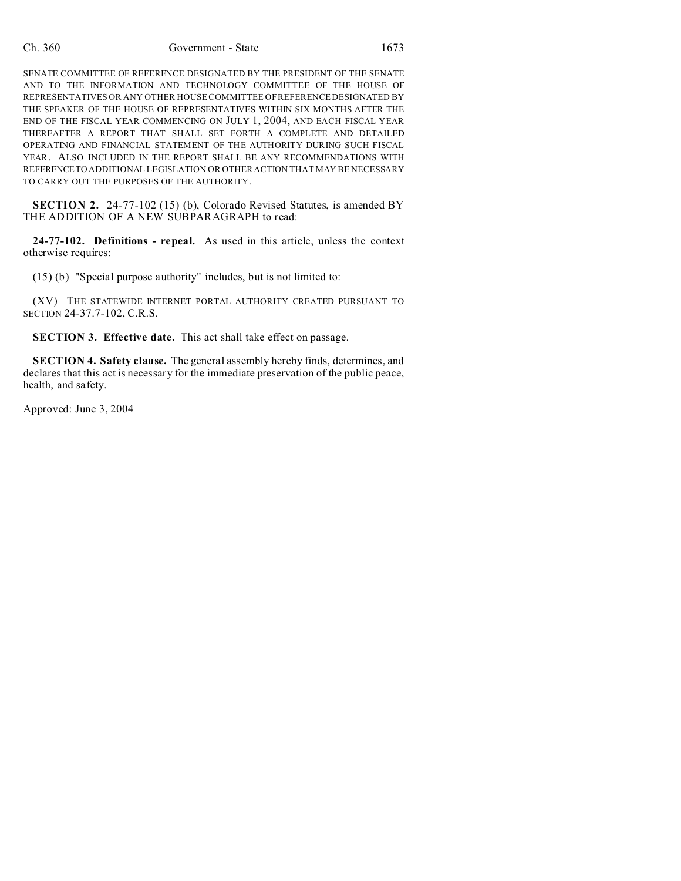SENATE COMMITTEE OF REFERENCE DESIGNATED BY THE PRESIDENT OF THE SENATE AND TO THE INFORMATION AND TECHNOLOGY COMMITTEE OF THE HOUSE OF REPRESENTATIVES OR ANY OTHER HOUSE COMMITTEE OF REFERENCE DESIGNATED BY THE SPEAKER OF THE HOUSE OF REPRESENTATIVES WITHIN SIX MONTHS AFTER THE END OF THE FISCAL YEAR COMMENCING ON JULY 1, 2004, AND EACH FISCAL YEAR THEREAFTER A REPORT THAT SHALL SET FORTH A COMPLETE AND DETAILED OPERATING AND FINANCIAL STATEMENT OF THE AUTHORITY DURING SUCH FISCAL YEAR. ALSO INCLUDED IN THE REPORT SHALL BE ANY RECOMMENDATIONS WITH REFERENCE TO ADDITIONAL LEGISLATION OR OTHER ACTION THAT MAY BE NECESSARY TO CARRY OUT THE PURPOSES OF THE AUTHORITY.

**SECTION 2.** 24-77-102 (15) (b), Colorado Revised Statutes, is amended BY THE ADDITION OF A NEW SUBPARAGRAPH to read:

**24-77-102. Definitions - repeal.** As used in this article, unless the context otherwise requires:

(15) (b) "Special purpose authority" includes, but is not limited to:

(XV) THE STATEWIDE INTERNET PORTAL AUTHORITY CREATED PURSUANT TO SECTION 24-37.7-102, C.R.S.

**SECTION 3. Effective date.** This act shall take effect on passage.

**SECTION 4. Safety clause.** The general assembly hereby finds, determines, and declares that this act is necessary for the immediate preservation of the public peace, health, and safety.

Approved: June 3, 2004